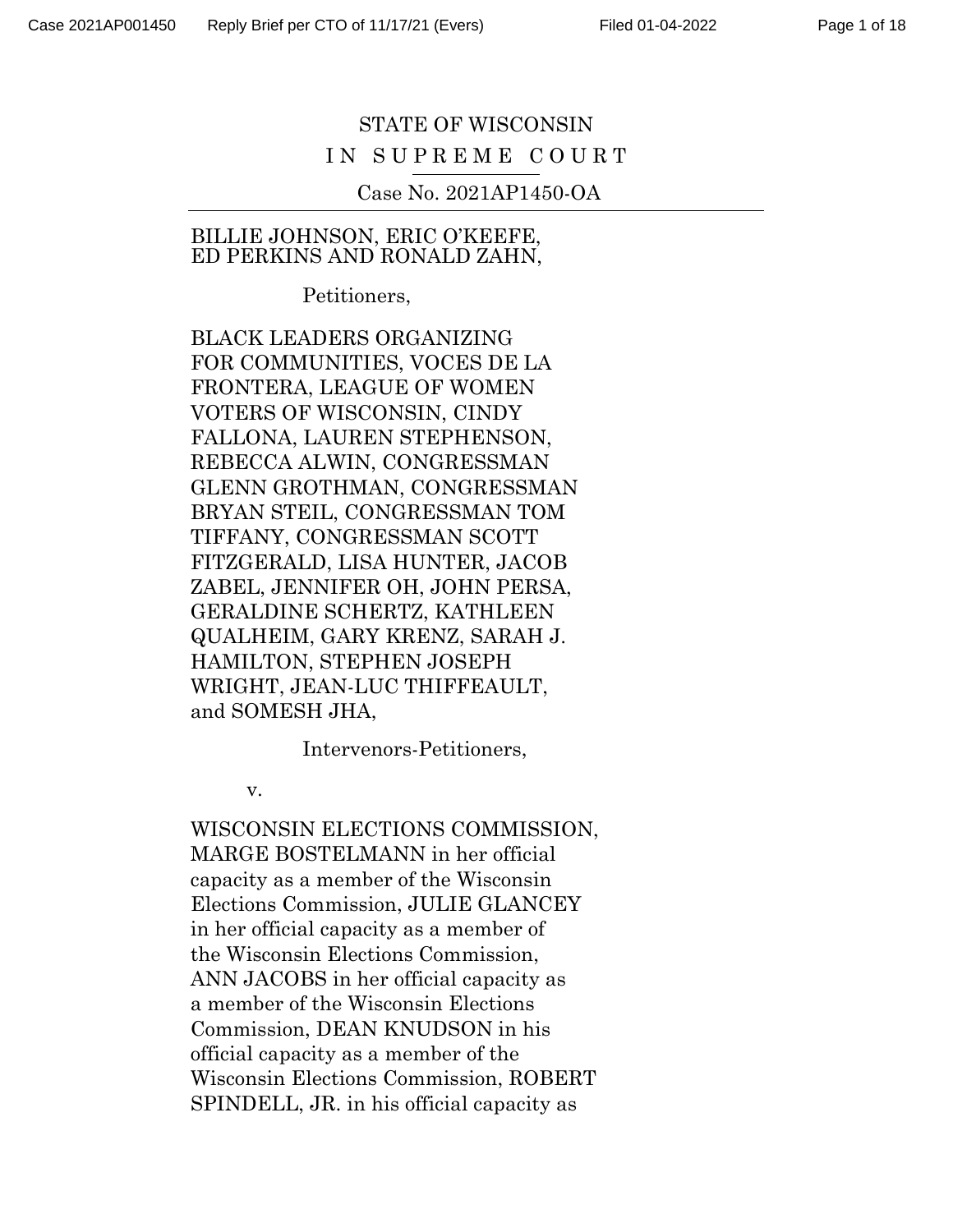STATE OF WISCONSIN

IN SUPREME COURT

Case No. 2021AP1450-OA

---

BILLIE JOHNSON, ERIC O'KEEFE, ED PERKINS AND RONALD ZAHN,

Petitioners,

BLACK LEADERS ORGANIZING FOR COMMUNITIES, VOCES DE LA FRONTERA, LEAGUE OF WOMEN VOTERS OF WISCONSIN, CINDY FALLONA, LAUREN STEPHENSON, REBECCA ALWIN, CONGRESSMAN GLENN GROTHMAN, CONGRESSMAN BRYAN STEIL, CONGRESSMAN TOM TIFFANY, CONGRESSMAN SCOTT FITZGERALD, LISA HUNTER, JACOB ZABEL, JENNIFER OH, JOHN PERSA, GERALDINE SCHERTZ, KATHLEEN QUALHEIM, GARY KRENZ, SARAH J. HAMILTON, STEPHEN JOSEPH WRIGHT, JEAN-LUC THIFFEAULT, and SOMESH JHA,

Intervenors-Petitioners,

v.

WISCONSIN ELECTIONS COMMISSION, MARGE BOSTELMANN in her official capacity as a member of the Wisconsin Elections Commission, JULIE GLANCEY in her official capacity as a member of the Wisconsin Elections Commission, ANN JACOBS in her official capacity as a member of the Wisconsin Elections Commission, DEAN KNUDSON in his official capacity as a member of the Wisconsin Elections Commission, ROBERT SPINDELL, JR. in his official capacity as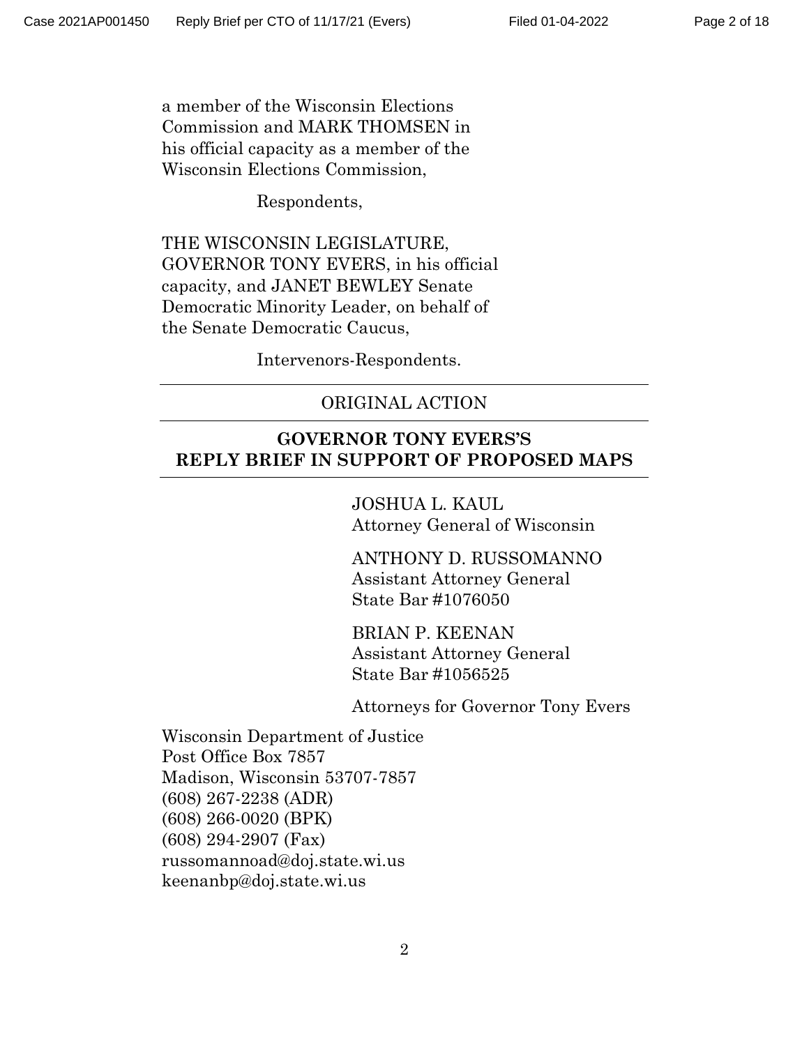a member of the Wisconsin Elections Commission and MARK THOMSEN in his official capacity as a member of the Wisconsin Elections Commission,

Respondents,

THE WISCONSIN LEGISLATURE, GOVERNOR TONY EVERS, in his official capacity, and JANET BEWLEY Senate Democratic Minority Leader, on behalf of the Senate Democratic Caucus,

Intervenors-Respondents.

---

ORIGINAL ACTION

---

**GOVERNOR TONY EVERS'S REPLY BRIEF IN SUPPORT OF PROPOSED MAPS**

---

JOSHUA L. KAUL
Attorney General of Wisconsin

ANTHONY D. RUSSOMANNO
Assistant Attorney General
State Bar #1076050

BRIAN P. KEENAN
Assistant Attorney General
State Bar #1056525

Attorneys for Governor Tony Evers

Wisconsin Department of Justice
Post Office Box 7857
Madison, Wisconsin 53707-7857
(608) 267-2238 (ADR)
(608) 266-0020 (BPK)
(608) 294-2907 (Fax)
russomannoad@doj.state.wi.us
keenanbp@doj.state.wi.us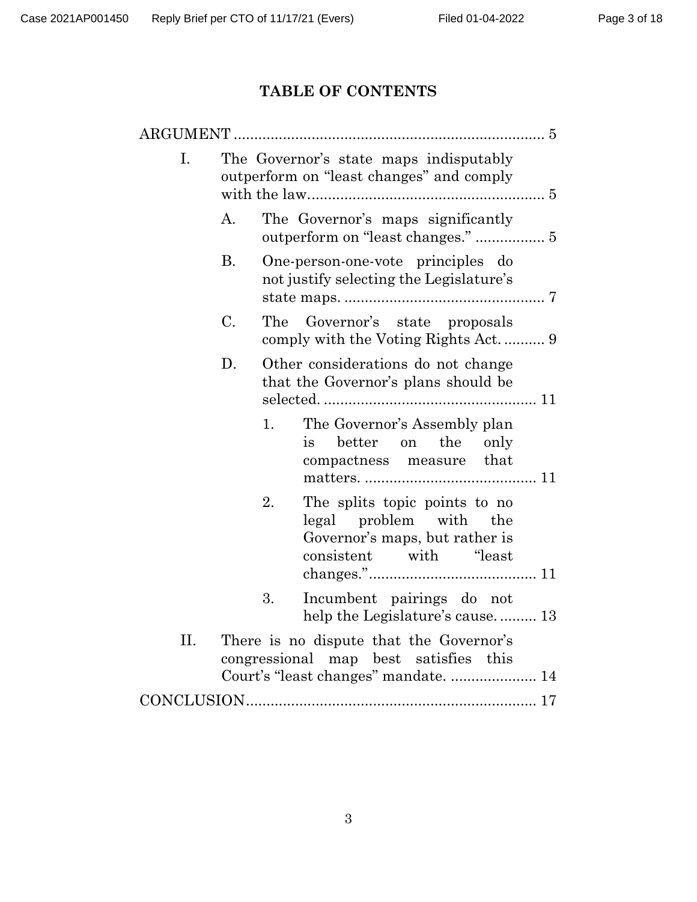# TABLE OF CONTENTS

ARGUMENT ..... 5

- I. The Governor's state maps indisputably outperform on "least changes" and comply with the law ..... 5
  - A. The Governor's maps significantly outperform on "least changes." ..... 5
  - B. One-person-one-vote principles do not justify selecting the Legislature's state maps. ..... 7
  - C. The Governor's state proposals comply with the Voting Rights Act. ..... 9
  - D. Other considerations do not change that the Governor's plans should be selected. ..... 11
    1. The Governor's Assembly plan is better on the only compactness measure that matters. ..... 11
    2. The splits topic points to no legal problem with the Governor's maps, but rather is consistent with "least changes." ..... 11
    3. Incumbent pairings do not help the Legislature's cause. ..... 13
- II. There is no dispute that the Governor's congressional map best satisfies this Court's "least changes" mandate. ..... 14

CONCLUSION ..... 17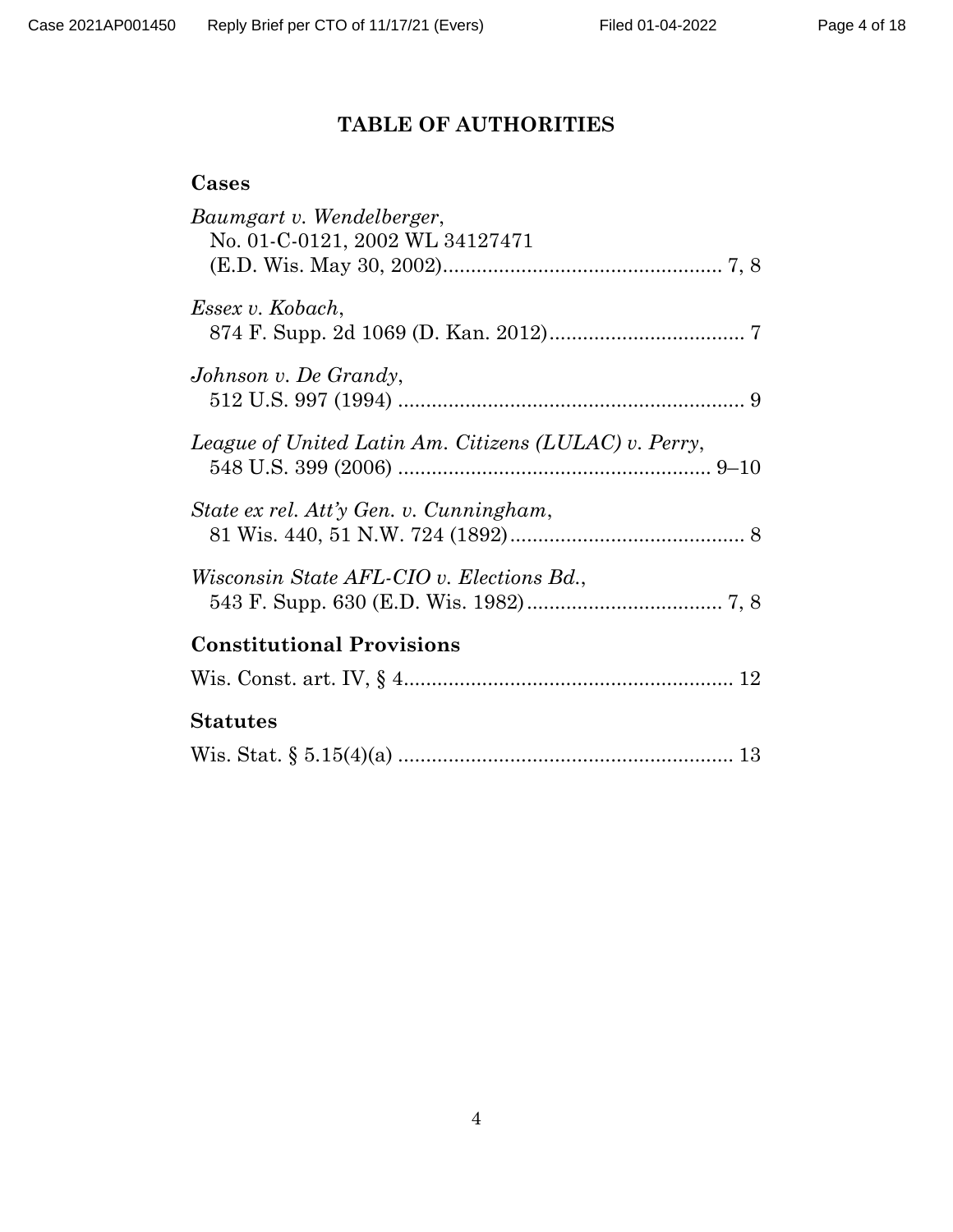# TABLE OF AUTHORITIES

## Cases

*Baumgart v. Wendelberger*,
No. 01-C-0121, 2002 WL 34127471
(E.D. Wis. May 30, 2002)................................................. 7, 8

*Essex v. Kobach*,
874 F. Supp. 2d 1069 (D. Kan. 2012)................................... 7

*Johnson v. De Grandy*,
512 U.S. 997 (1994) ............................................................. 9

*League of United Latin Am. Citizens (LULAC) v. Perry*,
548 U.S. 399 (2006) ........................................................ 9–10

*State ex rel. Att'y Gen. v. Cunningham*,
81 Wis. 440, 51 N.W. 724 (1892).......................................... 8

*Wisconsin State AFL-CIO v. Elections Bd.*,
543 F. Supp. 630 (E.D. Wis. 1982)................................... 7, 8

## Constitutional Provisions

Wis. Const. art. IV, § 4.......................................................... 12

## Statutes

Wis. Stat. § 5.15(4)(a) ........................................................... 13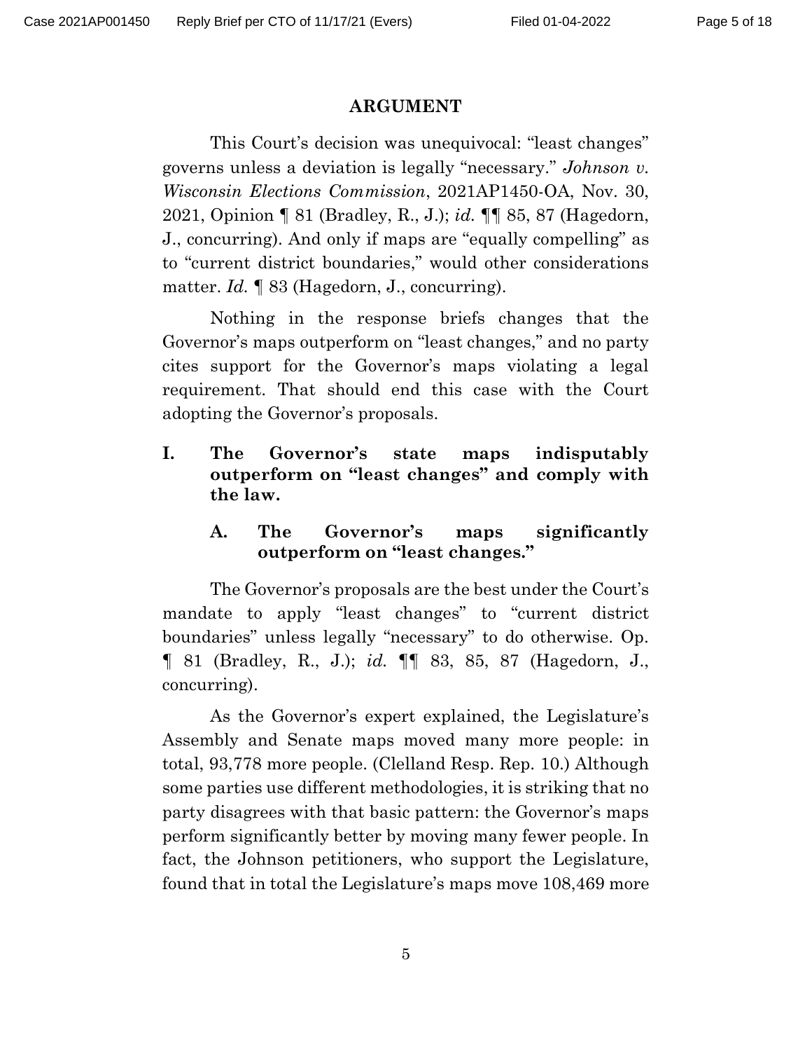# ARGUMENT

This Court's decision was unequivocal: "least changes" governs unless a deviation is legally "necessary." *Johnson v. Wisconsin Elections Commission*, 2021AP1450-OA, Nov. 30, 2021, Opinion ¶ 81 (Bradley, R., J.); *id.* ¶¶ 85, 87 (Hagedorn, J., concurring). And only if maps are "equally compelling" as to "current district boundaries," would other considerations matter. *Id.* ¶ 83 (Hagedorn, J., concurring).

Nothing in the response briefs changes that the Governor's maps outperform on "least changes," and no party cites support for the Governor's maps violating a legal requirement. That should end this case with the Court adopting the Governor's proposals.

## I. The Governor's state maps indisputably outperform on "least changes" and comply with the law.

### A. The Governor's maps significantly outperform on "least changes."

The Governor's proposals are the best under the Court's mandate to apply "least changes" to "current district boundaries" unless legally "necessary" to do otherwise. Op. ¶ 81 (Bradley, R., J.); *id.* ¶¶ 83, 85, 87 (Hagedorn, J., concurring).

As the Governor's expert explained, the Legislature's Assembly and Senate maps moved many more people: in total, 93,778 more people. (Clelland Resp. Rep. 10.) Although some parties use different methodologies, it is striking that no party disagrees with that basic pattern: the Governor's maps perform significantly better by moving many fewer people. In fact, the Johnson petitioners, who support the Legislature, found that in total the Legislature's maps move 108,469 more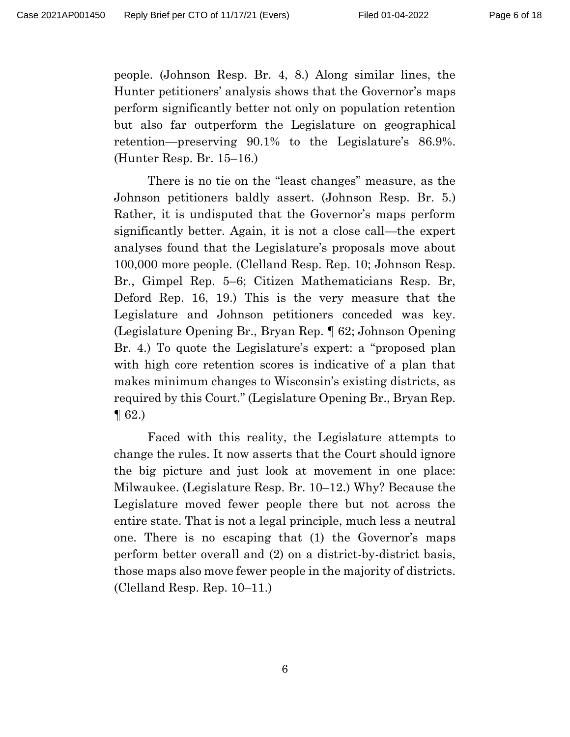people. (Johnson Resp. Br. 4, 8.) Along similar lines, the Hunter petitioners' analysis shows that the Governor's maps perform significantly better not only on population retention but also far outperform the Legislature on geographical retention—preserving 90.1% to the Legislature's 86.9%. (Hunter Resp. Br. 15–16.)

There is no tie on the "least changes" measure, as the Johnson petitioners baldly assert. (Johnson Resp. Br. 5.) Rather, it is undisputed that the Governor's maps perform significantly better. Again, it is not a close call—the expert analyses found that the Legislature's proposals move about 100,000 more people. (Clelland Resp. Rep. 10; Johnson Resp. Br., Gimpel Rep. 5–6; Citizen Mathematicians Resp. Br, Deford Rep. 16, 19.) This is the very measure that the Legislature and Johnson petitioners conceded was key. (Legislature Opening Br., Bryan Rep. ¶ 62; Johnson Opening Br. 4.) To quote the Legislature's expert: a "proposed plan with high core retention scores is indicative of a plan that makes minimum changes to Wisconsin's existing districts, as required by this Court." (Legislature Opening Br., Bryan Rep. ¶ 62.)

Faced with this reality, the Legislature attempts to change the rules. It now asserts that the Court should ignore the big picture and just look at movement in one place: Milwaukee. (Legislature Resp. Br. 10–12.) Why? Because the Legislature moved fewer people there but not across the entire state. That is not a legal principle, much less a neutral one. There is no escaping that (1) the Governor's maps perform better overall and (2) on a district-by-district basis, those maps also move fewer people in the majority of districts. (Clelland Resp. Rep. 10–11.)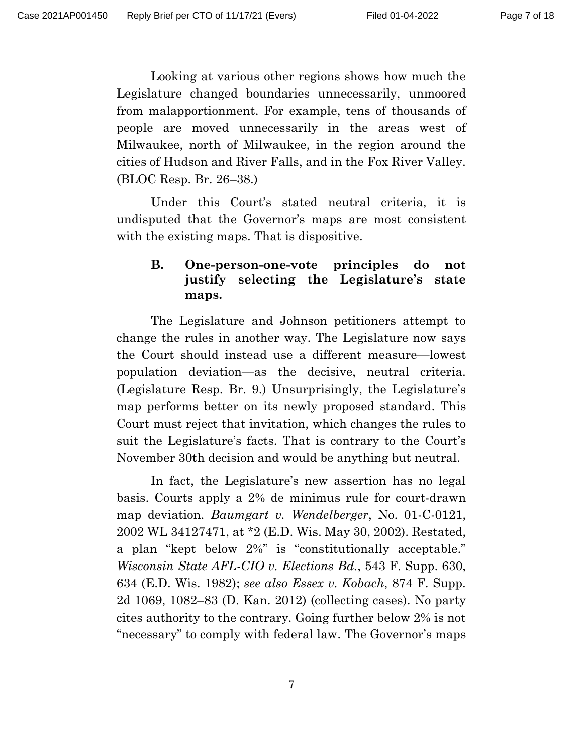Looking at various other regions shows how much the Legislature changed boundaries unnecessarily, unmoored from malapportionment. For example, tens of thousands of people are moved unnecessarily in the areas west of Milwaukee, north of Milwaukee, in the region around the cities of Hudson and River Falls, and in the Fox River Valley. (BLOC Resp. Br. 26–38.)

Under this Court's stated neutral criteria, it is undisputed that the Governor's maps are most consistent with the existing maps. That is dispositive.

### B. One-person-one-vote principles do not justify selecting the Legislature's state maps.

The Legislature and Johnson petitioners attempt to change the rules in another way. The Legislature now says the Court should instead use a different measure—lowest population deviation—as the decisive, neutral criteria. (Legislature Resp. Br. 9.) Unsurprisingly, the Legislature's map performs better on its newly proposed standard. This Court must reject that invitation, which changes the rules to suit the Legislature's facts. That is contrary to the Court's November 30th decision and would be anything but neutral.

In fact, the Legislature's new assertion has no legal basis. Courts apply a 2% de minimus rule for court-drawn map deviation. *Baumgart v. Wendelberger*, No. 01-C-0121, 2002 WL 34127471, at *2 (E.D. Wis. May 30, 2002). Restated, a plan "kept below 2%" is "constitutionally acceptable." *Wisconsin State AFL-CIO v. Elections Bd.*, 543 F. Supp. 630, 634 (E.D. Wis. 1982); *see also Essex v. Kobach*, 874 F. Supp. 2d 1069, 1082–83 (D. Kan. 2012) (collecting cases). No party cites authority to the contrary. Going further below 2% is not "necessary" to comply with federal law. The Governor's maps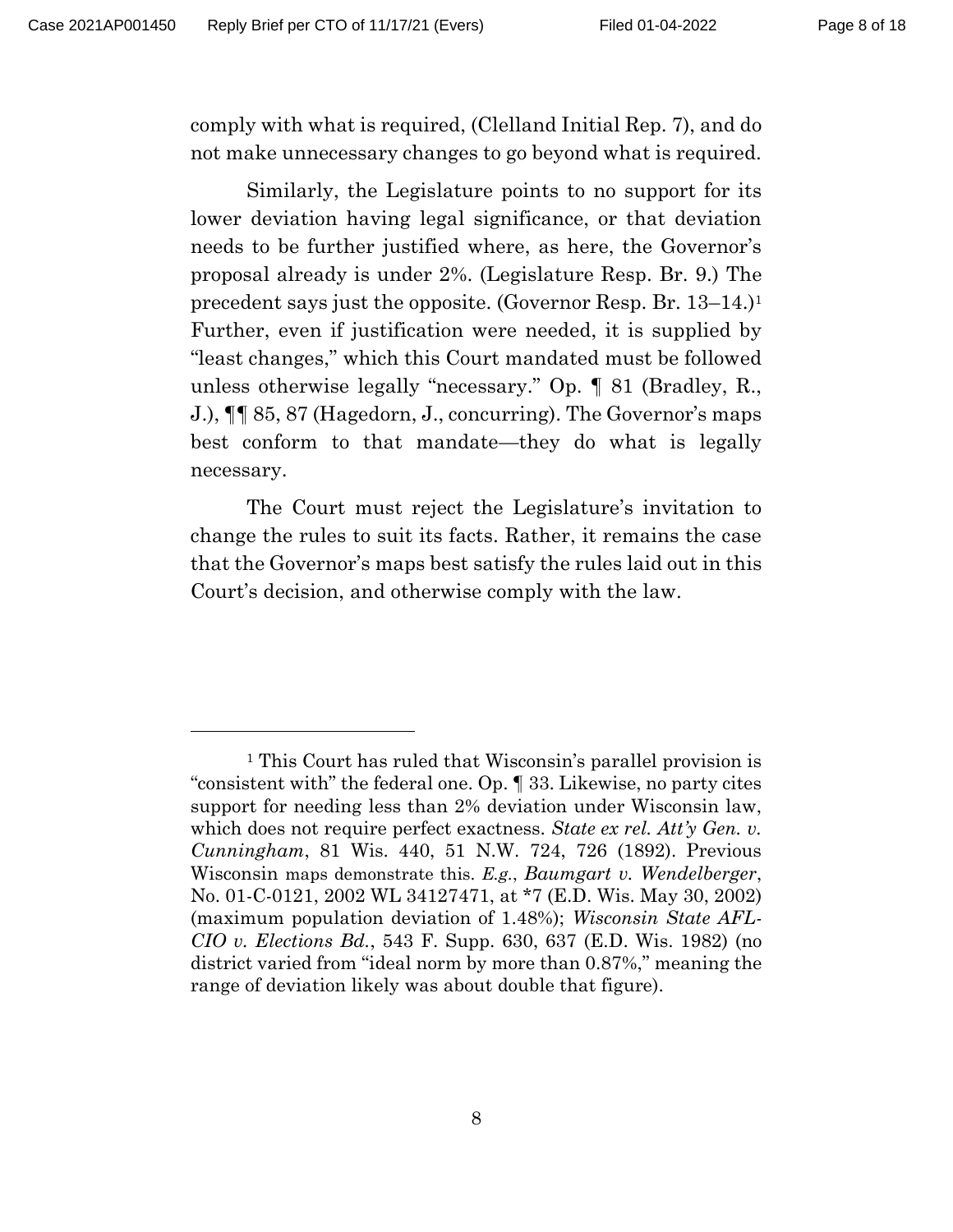comply with what is required, (Clelland Initial Rep. 7), and do not make unnecessary changes to go beyond what is required.

Similarly, the Legislature points to no support for its lower deviation having legal significance, or that deviation needs to be further justified where, as here, the Governor's proposal already is under 2%. (Legislature Resp. Br. 9.) The precedent says just the opposite. (Governor Resp. Br. 13–14.)[1] Further, even if justification were needed, it is supplied by "least changes," which this Court mandated must be followed unless otherwise legally "necessary." Op. ¶ 81 (Bradley, R., J.), ¶¶ 85, 87 (Hagedorn, J., concurring). The Governor's maps best conform to that mandate—they do what is legally necessary.

The Court must reject the Legislature's invitation to change the rules to suit its facts. Rather, it remains the case that the Governor's maps best satisfy the rules laid out in this Court's decision, and otherwise comply with the law.

---

[1] This Court has ruled that Wisconsin's parallel provision is "consistent with" the federal one. Op. ¶ 33. Likewise, no party cites support for needing less than 2% deviation under Wisconsin law, which does not require perfect exactness. *State ex rel. Att'y Gen. v. Cunningham*, 81 Wis. 440, 51 N.W. 724, 726 (1892). Previous Wisconsin maps demonstrate this. *E.g.*, *Baumgart v. Wendelberger*, No. 01-C-0121, 2002 WL 34127471, at *7 (E.D. Wis. May 30, 2002) (maximum population deviation of 1.48%); *Wisconsin State AFL-CIO v. Elections Bd.*, 543 F. Supp. 630, 637 (E.D. Wis. 1982) (no district varied from "ideal norm by more than 0.87%," meaning the range of deviation likely was about double that figure).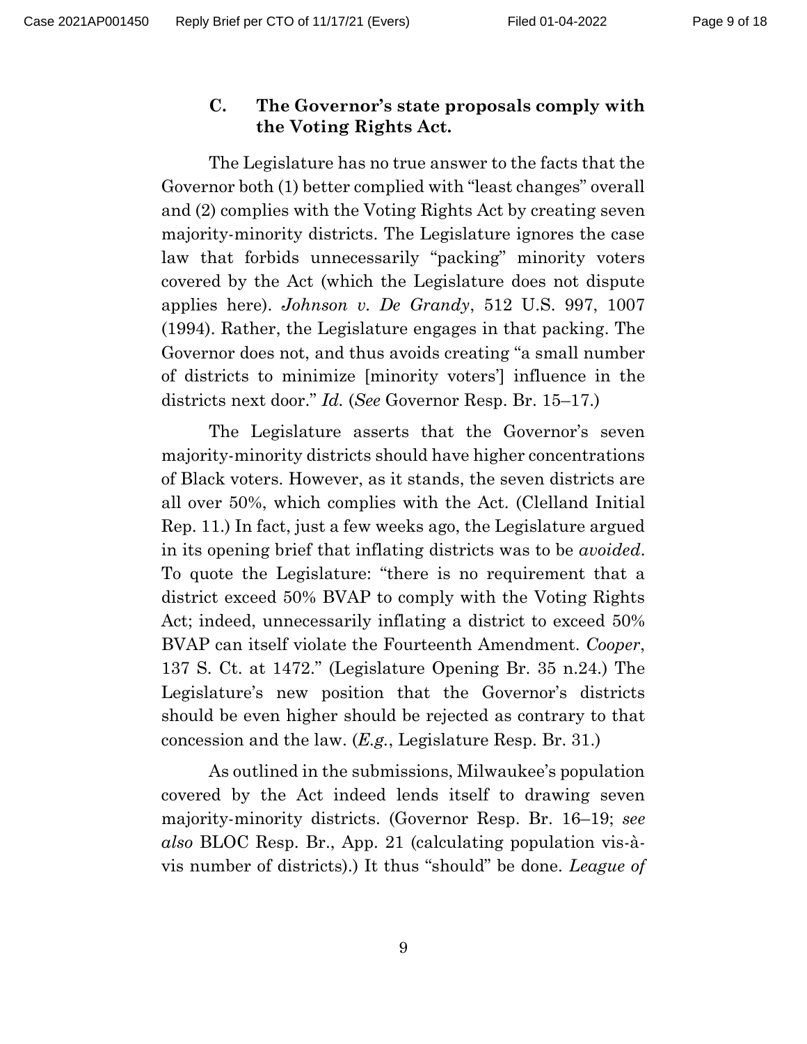### C. The Governor's state proposals comply with the Voting Rights Act.

The Legislature has no true answer to the facts that the Governor both (1) better complied with "least changes" overall and (2) complies with the Voting Rights Act by creating seven majority-minority districts. The Legislature ignores the case law that forbids unnecessarily "packing" minority voters covered by the Act (which the Legislature does not dispute applies here). *Johnson v. De Grandy*, 512 U.S. 997, 1007 (1994). Rather, the Legislature engages in that packing. The Governor does not, and thus avoids creating "a small number of districts to minimize [minority voters'] influence in the districts next door." *Id.* (*See* Governor Resp. Br. 15–17.)

The Legislature asserts that the Governor's seven majority-minority districts should have higher concentrations of Black voters. However, as it stands, the seven districts are all over 50%, which complies with the Act. (Clelland Initial Rep. 11.) In fact, just a few weeks ago, the Legislature argued in its opening brief that inflating districts was to be *avoided*. To quote the Legislature: "there is no requirement that a district exceed 50% BVAP to comply with the Voting Rights Act; indeed, unnecessarily inflating a district to exceed 50% BVAP can itself violate the Fourteenth Amendment. *Cooper*, 137 S. Ct. at 1472." (Legislature Opening Br. 35 n.24.) The Legislature's new position that the Governor's districts should be even higher should be rejected as contrary to that concession and the law. (*E.g.*, Legislature Resp. Br. 31.)

As outlined in the submissions, Milwaukee's population covered by the Act indeed lends itself to drawing seven majority-minority districts. (Governor Resp. Br. 16–19; *see also* BLOC Resp. Br., App. 21 (calculating population vis-à-vis number of districts).) It thus "should" be done. *League of*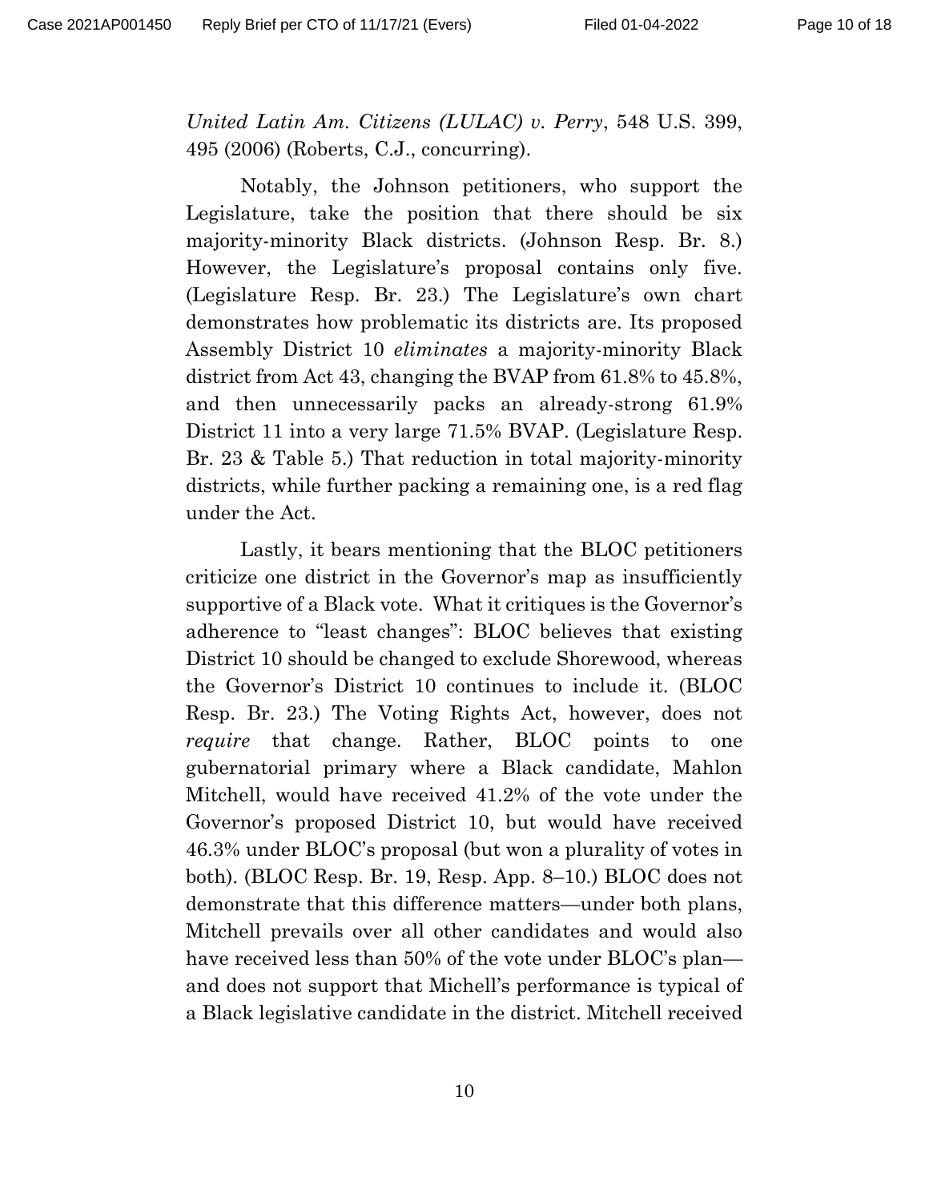*United Latin Am. Citizens (LULAC) v. Perry*, 548 U.S. 399, 495 (2006) (Roberts, C.J., concurring).

Notably, the Johnson petitioners, who support the Legislature, take the position that there should be six majority-minority Black districts. (Johnson Resp. Br. 8.) However, the Legislature's proposal contains only five. (Legislature Resp. Br. 23.) The Legislature's own chart demonstrates how problematic its districts are. Its proposed Assembly District 10 *eliminates* a majority-minority Black district from Act 43, changing the BVAP from 61.8% to 45.8%, and then unnecessarily packs an already-strong 61.9% District 11 into a very large 71.5% BVAP. (Legislature Resp. Br. 23 & Table 5.) That reduction in total majority-minority districts, while further packing a remaining one, is a red flag under the Act.

Lastly, it bears mentioning that the BLOC petitioners criticize one district in the Governor's map as insufficiently supportive of a Black vote. What it critiques is the Governor's adherence to "least changes": BLOC believes that existing District 10 should be changed to exclude Shorewood, whereas the Governor's District 10 continues to include it. (BLOC Resp. Br. 23.) The Voting Rights Act, however, does not *require* that change. Rather, BLOC points to one gubernatorial primary where a Black candidate, Mahlon Mitchell, would have received 41.2% of the vote under the Governor's proposed District 10, but would have received 46.3% under BLOC's proposal (but won a plurality of votes in both). (BLOC Resp. Br. 19, Resp. App. 8–10.) BLOC does not demonstrate that this difference matters—under both plans, Mitchell prevails over all other candidates and would also have received less than 50% of the vote under BLOC's plan—and does not support that Michell's performance is typical of a Black legislative candidate in the district. Mitchell received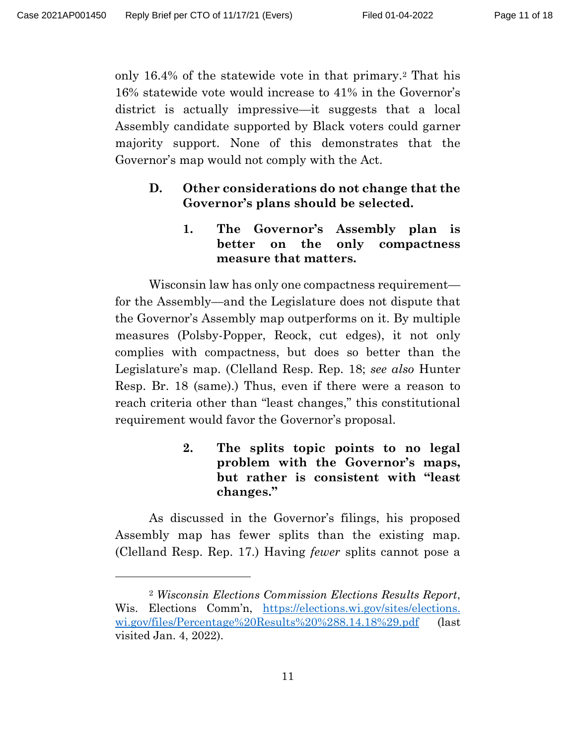only 16.4% of the statewide vote in that primary.[2] That his 16% statewide vote would increase to 41% in the Governor's district is actually impressive—it suggests that a local Assembly candidate supported by Black voters could garner majority support. None of this demonstrates that the Governor's map would not comply with the Act.

### D. Other considerations do not change that the Governor's plans should be selected.

#### 1. The Governor's Assembly plan is better on the only compactness measure that matters.

Wisconsin law has only one compactness requirement—for the Assembly—and the Legislature does not dispute that the Governor's Assembly map outperforms on it. By multiple measures (Polsby-Popper, Reock, cut edges), it not only complies with compactness, but does so better than the Legislature's map. (Clelland Resp. Rep. 18; *see also* Hunter Resp. Br. 18 (same).) Thus, even if there were a reason to reach criteria other than "least changes," this constitutional requirement would favor the Governor's proposal.

#### 2. The splits topic points to no legal problem with the Governor's maps, but rather is consistent with "least changes."

As discussed in the Governor's filings, his proposed Assembly map has fewer splits than the existing map. (Clelland Resp. Rep. 17.) Having *fewer* splits cannot pose a

---

[2] *Wisconsin Elections Commission Elections Results Report*, Wis. Elections Comm'n, https://elections.wi.gov/sites/elections.wi.gov/files/Percentage%20Results%20%288.14.18%29.pdf (last visited Jan. 4, 2022).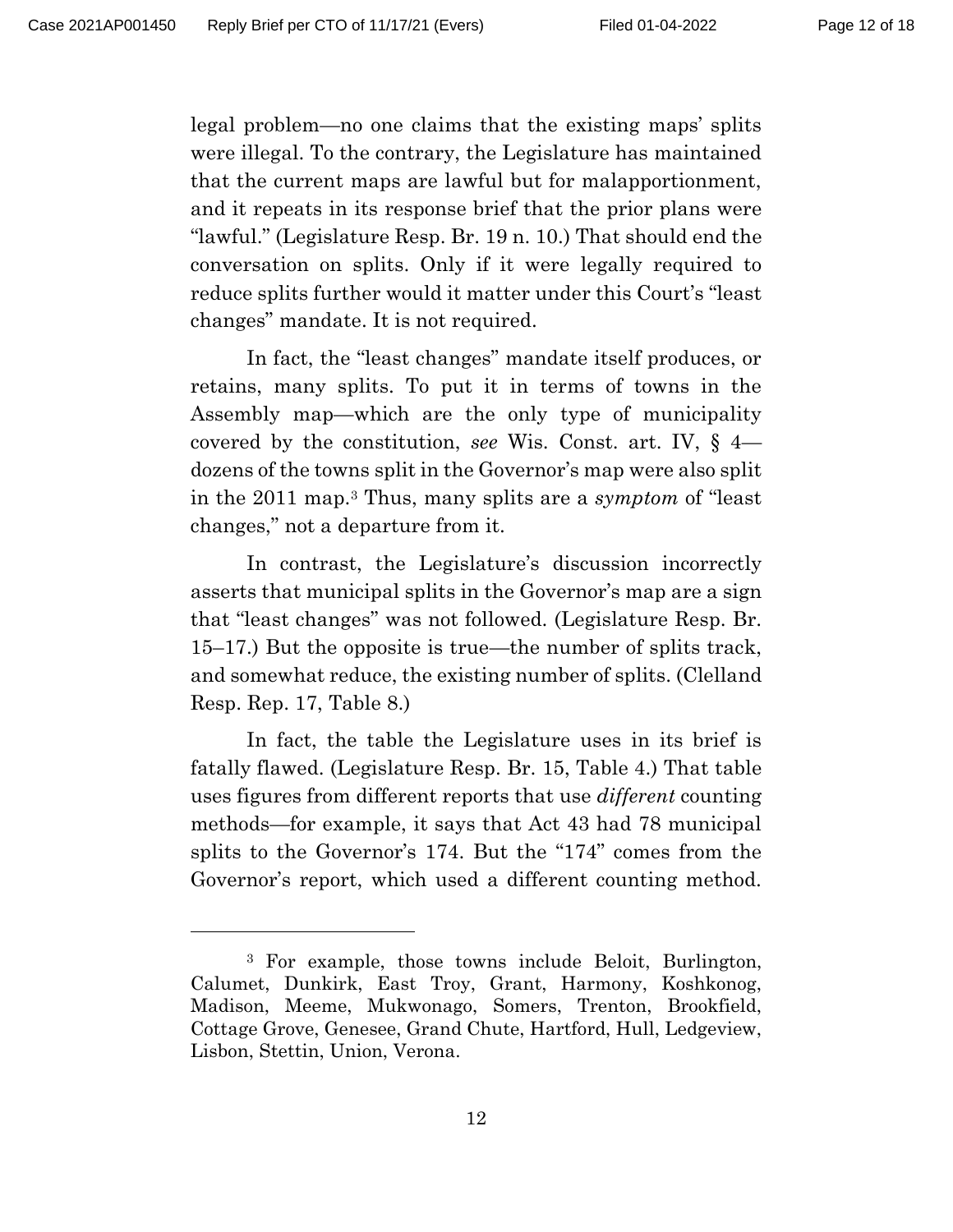legal problem—no one claims that the existing maps' splits were illegal. To the contrary, the Legislature has maintained that the current maps are lawful but for malapportionment, and it repeats in its response brief that the prior plans were "lawful." (Legislature Resp. Br. 19 n. 10.) That should end the conversation on splits. Only if it were legally required to reduce splits further would it matter under this Court's "least changes" mandate. It is not required.

In fact, the "least changes" mandate itself produces, or retains, many splits. To put it in terms of towns in the Assembly map—which are the only type of municipality covered by the constitution, *see* Wis. Const. art. IV, § 4—dozens of the towns split in the Governor's map were also split in the 2011 map.[3] Thus, many splits are a *symptom* of "least changes," not a departure from it.

In contrast, the Legislature's discussion incorrectly asserts that municipal splits in the Governor's map are a sign that "least changes" was not followed. (Legislature Resp. Br. 15–17.) But the opposite is true—the number of splits track, and somewhat reduce, the existing number of splits. (Clelland Resp. Rep. 17, Table 8.)

In fact, the table the Legislature uses in its brief is fatally flawed. (Legislature Resp. Br. 15, Table 4.) That table uses figures from different reports that use *different* counting methods—for example, it says that Act 43 had 78 municipal splits to the Governor's 174. But the "174" comes from the Governor's report, which used a different counting method.

---

[3] For example, those towns include Beloit, Burlington, Calumet, Dunkirk, East Troy, Grant, Harmony, Koshkonog, Madison, Meeme, Mukwonago, Somers, Trenton, Brookfield, Cottage Grove, Genesee, Grand Chute, Hartford, Hull, Ledgeview, Lisbon, Stettin, Union, Verona.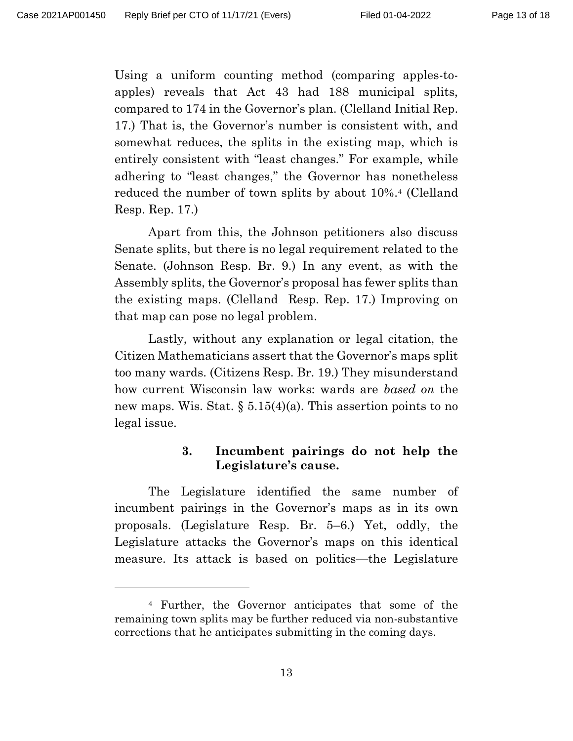Using a uniform counting method (comparing apples-to-apples) reveals that Act 43 had 188 municipal splits, compared to 174 in the Governor's plan. (Clelland Initial Rep. 17.) That is, the Governor's number is consistent with, and somewhat reduces, the splits in the existing map, which is entirely consistent with "least changes." For example, while adhering to "least changes," the Governor has nonetheless reduced the number of town splits by about 10%.[4] (Clelland Resp. Rep. 17.)

Apart from this, the Johnson petitioners also discuss Senate splits, but there is no legal requirement related to the Senate. (Johnson Resp. Br. 9.) In any event, as with the Assembly splits, the Governor's proposal has fewer splits than the existing maps. (Clelland Resp. Rep. 17.) Improving on that map can pose no legal problem.

Lastly, without any explanation or legal citation, the Citizen Mathematicians assert that the Governor's maps split too many wards. (Citizens Resp. Br. 19.) They misunderstand how current Wisconsin law works: wards are *based on* the new maps. Wis. Stat. § 5.15(4)(a). This assertion points to no legal issue.

### 3. Incumbent pairings do not help the Legislature's cause.

The Legislature identified the same number of incumbent pairings in the Governor's maps as in its own proposals. (Legislature Resp. Br. 5–6.) Yet, oddly, the Legislature attacks the Governor's maps on this identical measure. Its attack is based on politics—the Legislature

---

[4] Further, the Governor anticipates that some of the remaining town splits may be further reduced via non-substantive corrections that he anticipates submitting in the coming days.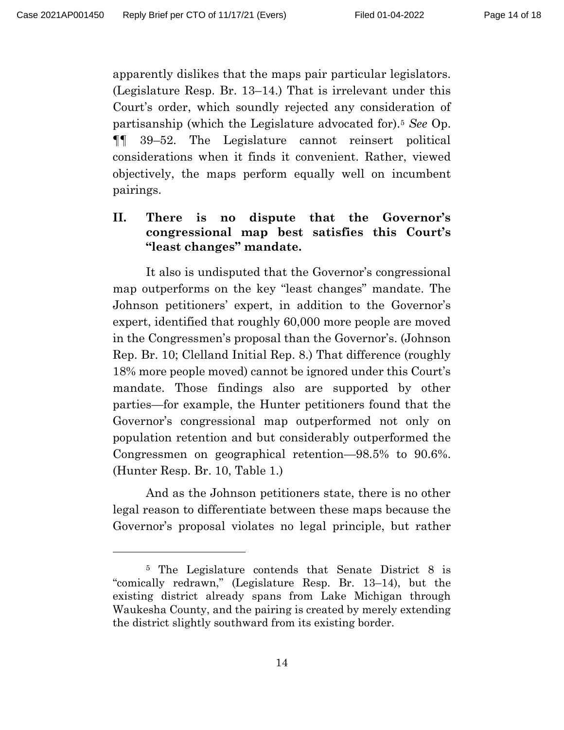apparently dislikes that the maps pair particular legislators. (Legislature Resp. Br. 13–14.) That is irrelevant under this Court's order, which soundly rejected any consideration of partisanship (which the Legislature advocated for).[5] *See* Op. ¶¶ 39–52. The Legislature cannot reinsert political considerations when it finds it convenient. Rather, viewed objectively, the maps perform equally well on incumbent pairings.

## II. There is no dispute that the Governor's congressional map best satisfies this Court's "least changes" mandate.

It also is undisputed that the Governor's congressional map outperforms on the key "least changes" mandate. The Johnson petitioners' expert, in addition to the Governor's expert, identified that roughly 60,000 more people are moved in the Congressmen's proposal than the Governor's. (Johnson Rep. Br. 10; Clelland Initial Rep. 8.) That difference (roughly 18% more people moved) cannot be ignored under this Court's mandate. Those findings also are supported by other parties—for example, the Hunter petitioners found that the Governor's congressional map outperformed not only on population retention and but considerably outperformed the Congressmen on geographical retention—98.5% to 90.6%. (Hunter Resp. Br. 10, Table 1.)

And as the Johnson petitioners state, there is no other legal reason to differentiate between these maps because the Governor's proposal violates no legal principle, but rather

---

[5] The Legislature contends that Senate District 8 is "comically redrawn," (Legislature Resp. Br. 13–14), but the existing district already spans from Lake Michigan through Waukesha County, and the pairing is created by merely extending the district slightly southward from its existing border.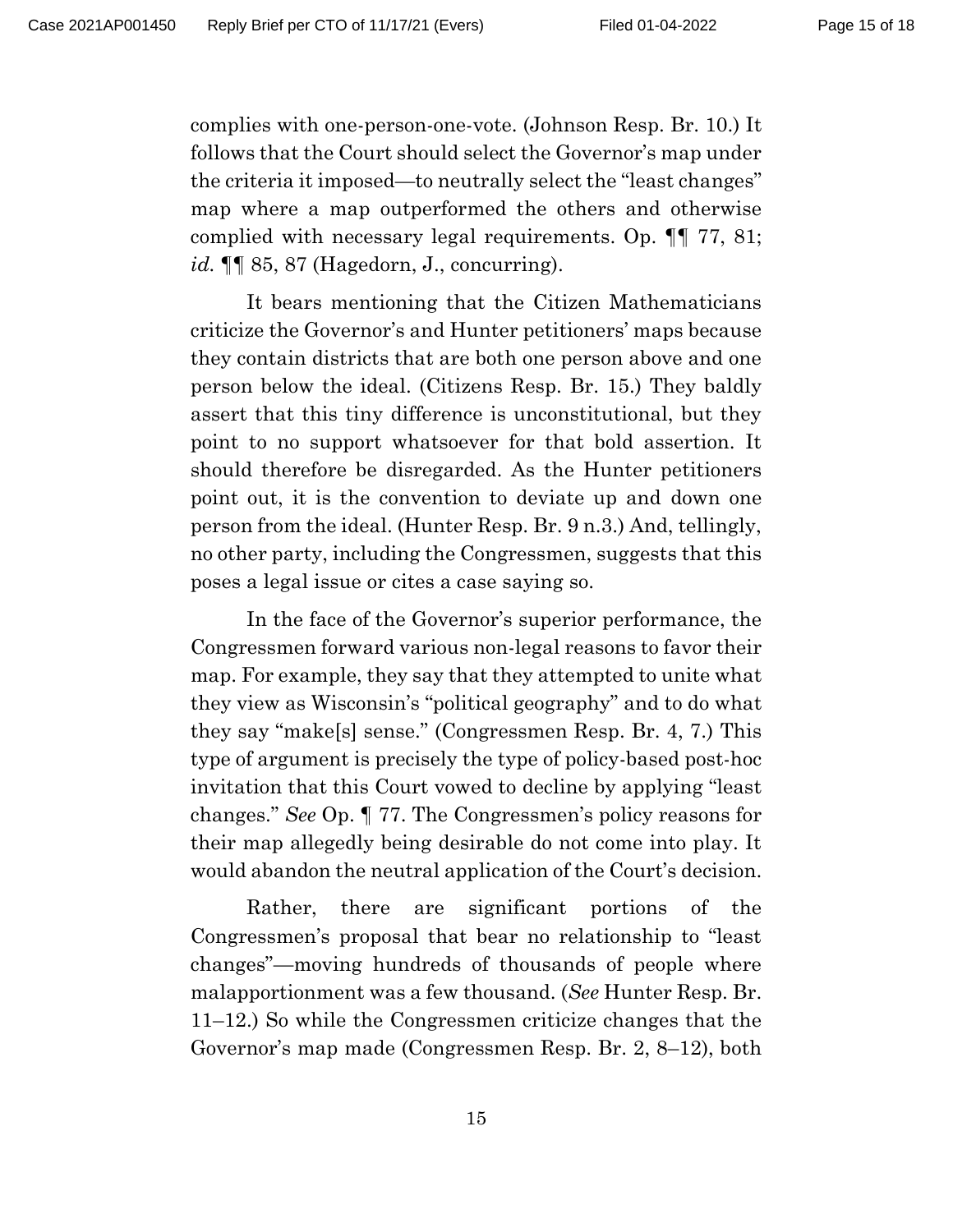complies with one-person-one-vote. (Johnson Resp. Br. 10.) It follows that the Court should select the Governor's map under the criteria it imposed—to neutrally select the "least changes" map where a map outperformed the others and otherwise complied with necessary legal requirements. Op. ¶¶ 77, 81; *id.* ¶¶ 85, 87 (Hagedorn, J., concurring).

It bears mentioning that the Citizen Mathematicians criticize the Governor's and Hunter petitioners' maps because they contain districts that are both one person above and one person below the ideal. (Citizens Resp. Br. 15.) They baldly assert that this tiny difference is unconstitutional, but they point to no support whatsoever for that bold assertion. It should therefore be disregarded. As the Hunter petitioners point out, it is the convention to deviate up and down one person from the ideal. (Hunter Resp. Br. 9 n.3.) And, tellingly, no other party, including the Congressmen, suggests that this poses a legal issue or cites a case saying so.

In the face of the Governor's superior performance, the Congressmen forward various non-legal reasons to favor their map. For example, they say that they attempted to unite what they view as Wisconsin's "political geography" and to do what they say "make[s] sense." (Congressmen Resp. Br. 4, 7.) This type of argument is precisely the type of policy-based post-hoc invitation that this Court vowed to decline by applying "least changes." *See* Op. ¶ 77. The Congressmen's policy reasons for their map allegedly being desirable do not come into play. It would abandon the neutral application of the Court's decision.

Rather, there are significant portions of the Congressmen's proposal that bear no relationship to "least changes"—moving hundreds of thousands of people where malapportionment was a few thousand. (*See* Hunter Resp. Br. 11–12.) So while the Congressmen criticize changes that the Governor's map made (Congressmen Resp. Br. 2, 8–12), both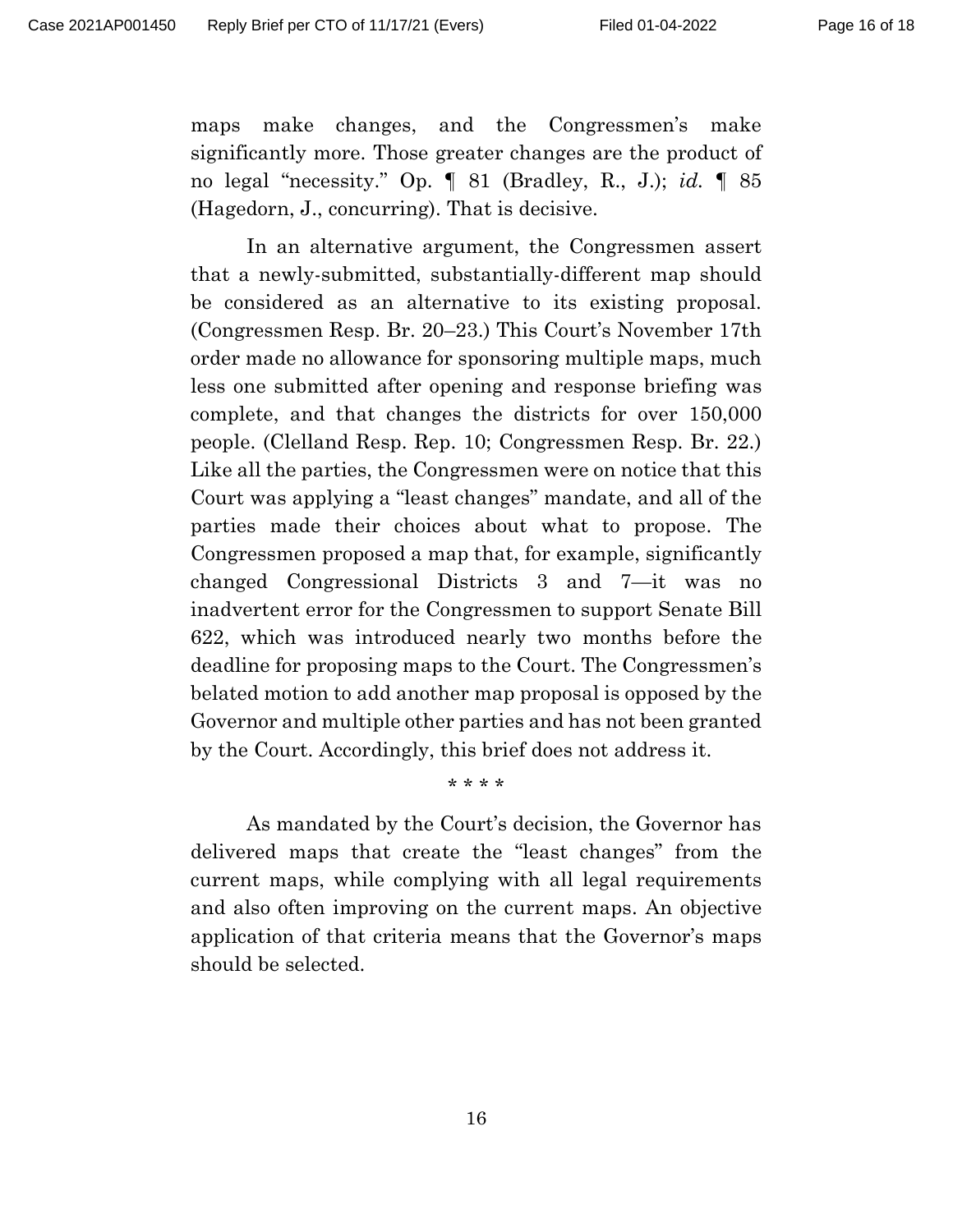maps make changes, and the Congressmen's make significantly more. Those greater changes are the product of no legal "necessity." Op. ¶ 81 (Bradley, R., J.); *id.* ¶ 85 (Hagedorn, J., concurring). That is decisive.

In an alternative argument, the Congressmen assert that a newly-submitted, substantially-different map should be considered as an alternative to its existing proposal. (Congressmen Resp. Br. 20–23.) This Court's November 17th order made no allowance for sponsoring multiple maps, much less one submitted after opening and response briefing was complete, and that changes the districts for over 150,000 people. (Clelland Resp. Rep. 10; Congressmen Resp. Br. 22.) Like all the parties, the Congressmen were on notice that this Court was applying a "least changes" mandate, and all of the parties made their choices about what to propose. The Congressmen proposed a map that, for example, significantly changed Congressional Districts 3 and 7—it was no inadvertent error for the Congressmen to support Senate Bill 622, which was introduced nearly two months before the deadline for proposing maps to the Court. The Congressmen's belated motion to add another map proposal is opposed by the Governor and multiple other parties and has not been granted by the Court. Accordingly, this brief does not address it.

\* \* \* \*

As mandated by the Court's decision, the Governor has delivered maps that create the "least changes" from the current maps, while complying with all legal requirements and also often improving on the current maps. An objective application of that criteria means that the Governor's maps should be selected.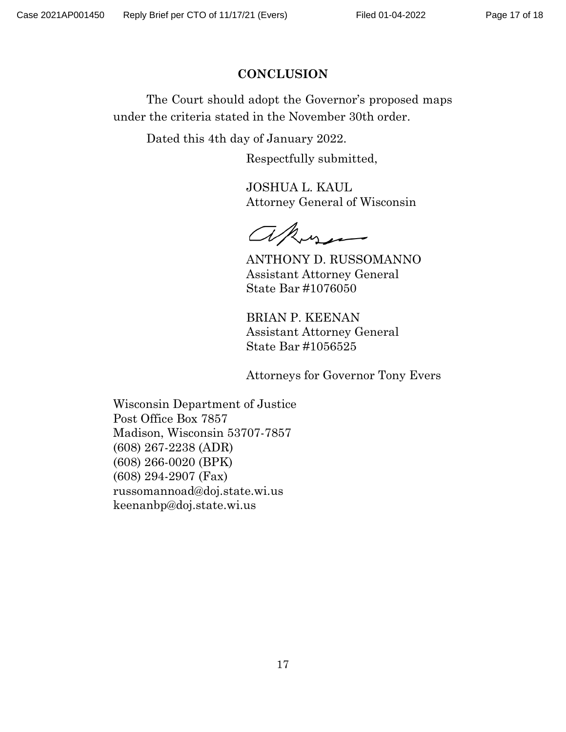## CONCLUSION

The Court should adopt the Governor's proposed maps under the criteria stated in the November 30th order.

Dated this 4th day of January 2022.

Respectfully submitted,

JOSHUA L. KAUL
Attorney General of Wisconsin

ANTHONY D. RUSSOMANNO
Assistant Attorney General
State Bar #1076050

BRIAN P. KEENAN
Assistant Attorney General
State Bar #1056525

Attorneys for Governor Tony Evers

Wisconsin Department of Justice
Post Office Box 7857
Madison, Wisconsin 53707-7857
(608) 267-2238 (ADR)
(608) 266-0020 (BPK)
(608) 294-2907 (Fax)
russomannoad@doj.state.wi.us
keenanbp@doj.state.wi.us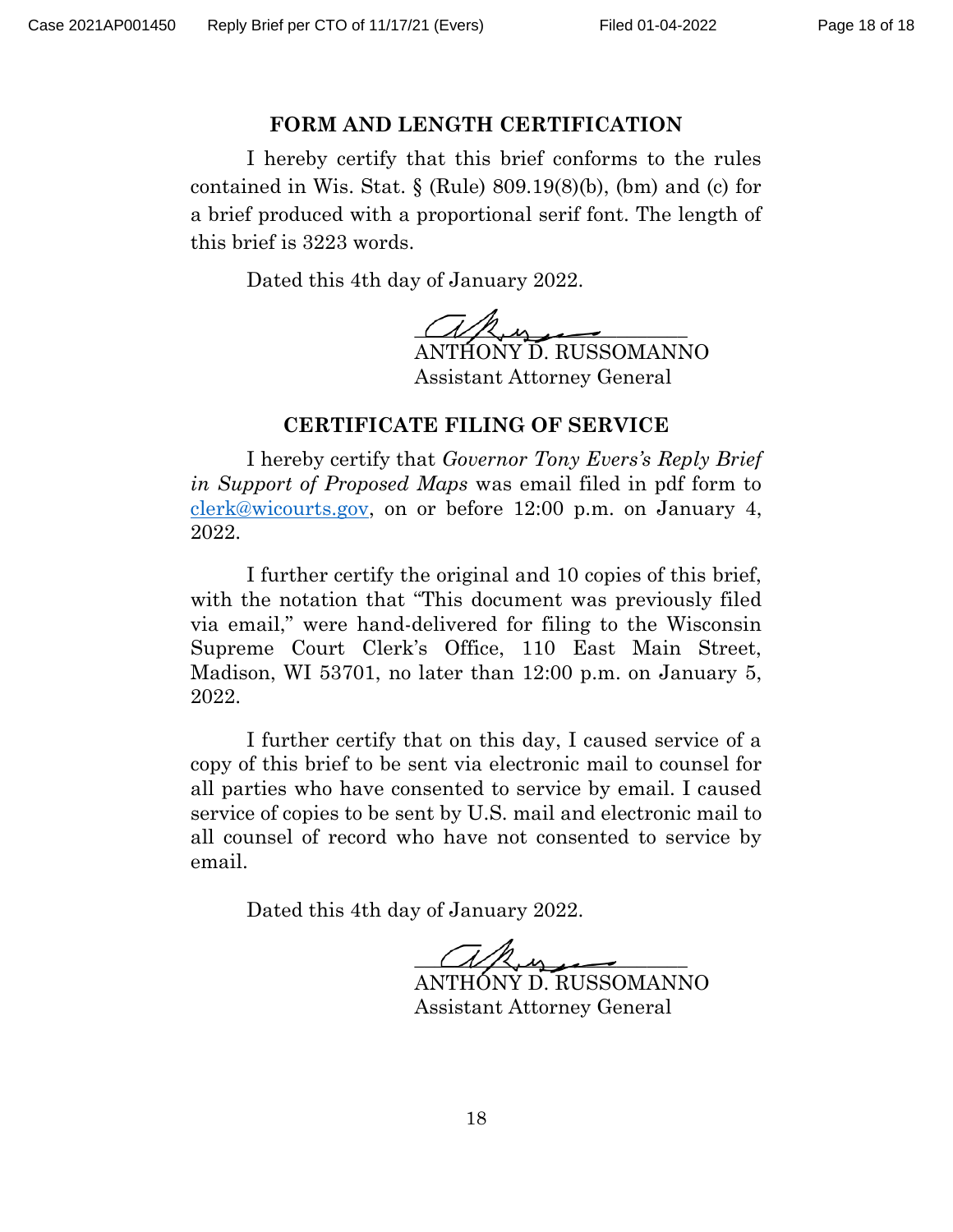## FORM AND LENGTH CERTIFICATION

I hereby certify that this brief conforms to the rules contained in Wis. Stat. § (Rule) 809.19(8)(b), (bm) and (c) for a brief produced with a proportional serif font. The length of this brief is 3223 words.

Dated this 4th day of January 2022.

ANTHONY D. RUSSOMANNO
Assistant Attorney General

## CERTIFICATE FILING OF SERVICE

I hereby certify that *Governor Tony Evers's Reply Brief in Support of Proposed Maps* was email filed in pdf form to clerk@wicourts.gov, on or before 12:00 p.m. on January 4, 2022.

I further certify the original and 10 copies of this brief, with the notation that "This document was previously filed via email," were hand-delivered for filing to the Wisconsin Supreme Court Clerk's Office, 110 East Main Street, Madison, WI 53701, no later than 12:00 p.m. on January 5, 2022.

I further certify that on this day, I caused service of a copy of this brief to be sent via electronic mail to counsel for all parties who have consented to service by email. I caused service of copies to be sent by U.S. mail and electronic mail to all counsel of record who have not consented to service by email.

Dated this 4th day of January 2022.

ANTHONY D. RUSSOMANNO
Assistant Attorney General